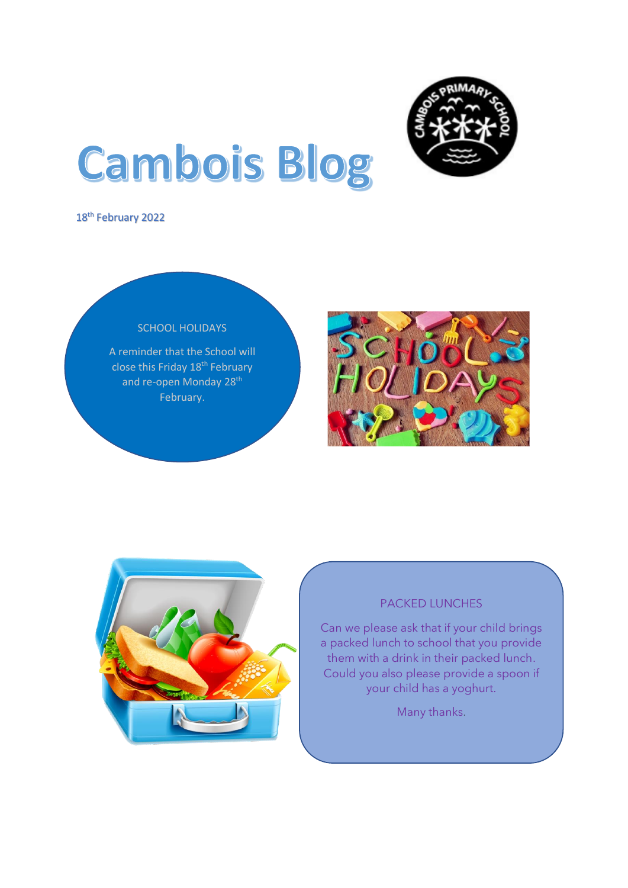# Cambois Blog

18th February 2022

## SCHOOL HOLIDAYS

A reminder that the School will close this Friday 18th February and re-open Monday 28th February.

## PACKED LUNCHES

Can we please ask that if your child brings a packed lunch to school that you provide them with a drink in their packed lunch. Could you also please provide a spoon if your child has a yoghurt.

Many thanks.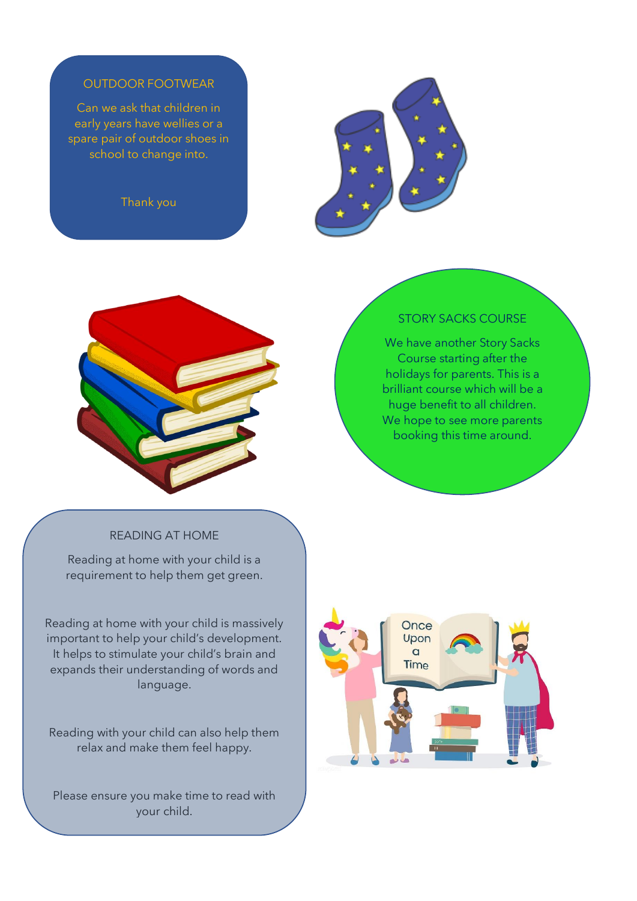## OUTDOOR FOOTWEAR

Can we ask that children in early years have wellies or a spare pair of outdoor shoes in school to change into.

Thank you

## STORY SACKS COURSE

We have another Story Sacks Course starting after the holidays for parents. This is a brilliant course which will be a huge benefit to all children. We hope to see more parents booking this time around.

## READING AT HOME

Reading at home with your child is a requirement to help them get green.

Reading at home with your child is massively important to help your child's development. It helps to stimulate your child's brain and expands their understanding of words and language.

Reading with your child can also help them relax and make them feel happy.

Please ensure you make time to read with your child.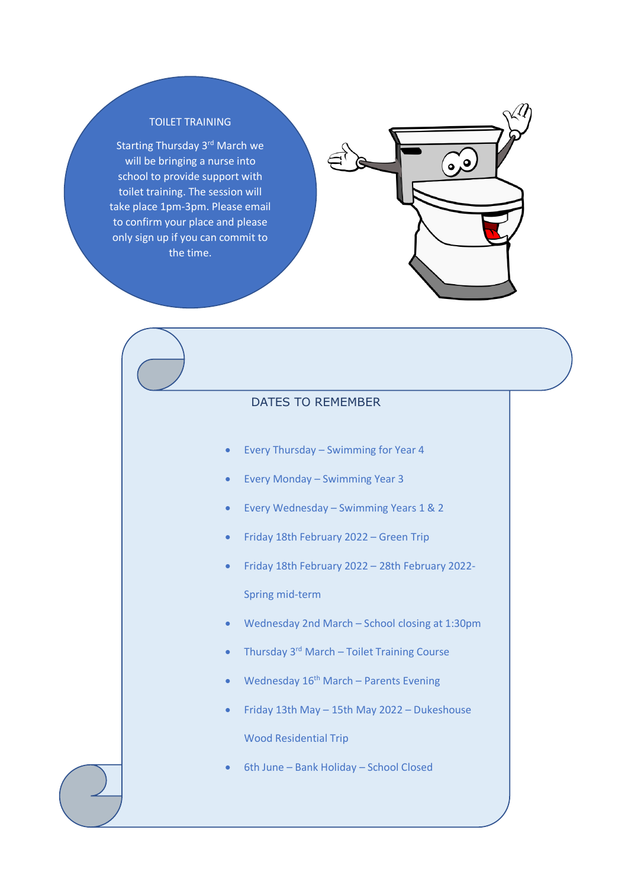## TOILET TRAINING

Starting Thursday 3rd March we will be bringing a nurse into school to provide support with toilet training. The session will take place 1pm-3pm. Please email to confirm your place and please only sign up if you can commit to the time.

## DATES TO REMEMBER

- Every Thursday – Swimming for Year 4
- Every Monday – Swimming Year 3
- Every Wednesday – Swimming Years 1 & 2
- Friday 18th February 2022 – Green Trip
- Friday 18th February 2022 – 28th February 2022- Spring mid-term
- Wednesday 2nd March – School closing at 1:30pm
- Thursday 3rd March – Toilet Training Course
- Wednesday 16th March – Parents Evening
- Friday 13th May – 15th May 2022 – Dukeshouse Wood Residential Trip
- 6th June – Bank Holiday – School Closed